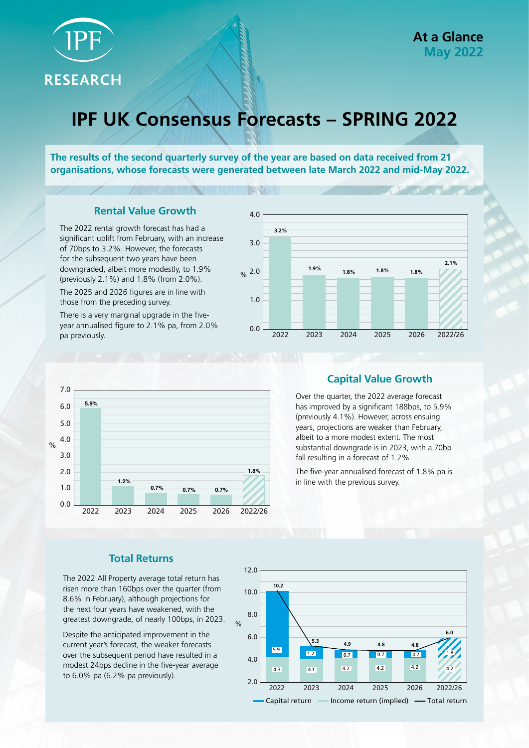IPF RESEARCH

**At a Glance**
**May 2022**

# IPF UK Consensus Forecasts – SPRING 2022

**The results of the second quarterly survey of the year are based on data received from 21 organisations, whose forecasts were generated between late March 2022 and mid-May 2022.**

## Rental Value Growth

The 2022 rental growth forecast has had a significant uplift from February, with an increase of 70bps to 3.2%. However, the forecasts for the subsequent two years have been downgraded, albeit more modestly, to 1.9% (previously 2.1%) and 1.8% (from 2.0%).

The 2025 and 2026 figures are in line with those from the preceding survey.

There is a very marginal upgrade in the five-year annualised figure to 2.1% pa, from 2.0% pa previously.

| | 2022 | 2023 | 2024 | 2025 | 2026 | 2022/26 |
|---|---|---|---|---|---|---|
| Rental value growth (%) | 3.2% | 1.9% | 1.8% | 1.8% | 1.8% | 2.1% |

## Capital Value Growth

Over the quarter, the 2022 average forecast has improved by a significant 188bps, to 5.9% (previously 4.1%). However, across ensuing years, projections are weaker than February, albeit to a more modest extent. The most substantial downgrade is in 2023, with a 70bp fall resulting in a forecast of 1.2%

The five-year annualised forecast of 1.8% pa is in line with the previous survey.

| | 2022 | 2023 | 2024 | 2025 | 2026 | 2022/26 |
|---|---|---|---|---|---|---|
| Capital value growth (%) | 5.9% | 1.2% | 0.7% | 0.7% | 0.7% | 1.8% |

## Total Returns

The 2022 All Property average total return has risen more than 160bps over the quarter (from 8.6% in February), although projections for the next four years have weakened, with the greatest downgrade, of nearly 100bps, in 2023.

Despite the anticipated improvement in the current year's forecast, the weaker forecasts over the subsequent period have resulted in a modest 24bps decline in the five-year average to 6.0% pa (6.2% pa previously).

| % | 2022 | 2023 | 2024 | 2025 | 2026 | 2022/26 |
|---|---|---|---|---|---|---|
| Capital return | 5.9 | 1.2 | 0.7 | 0.7 | 0.7 | 1.8 |
| Income return (implied) | 4.3 | 4.1 | 4.2 | 4.2 | 4.2 | 4.2 |
| Total return | 10.2 | 5.3 | 4.9 | 4.8 | 4.8 | 6.0 |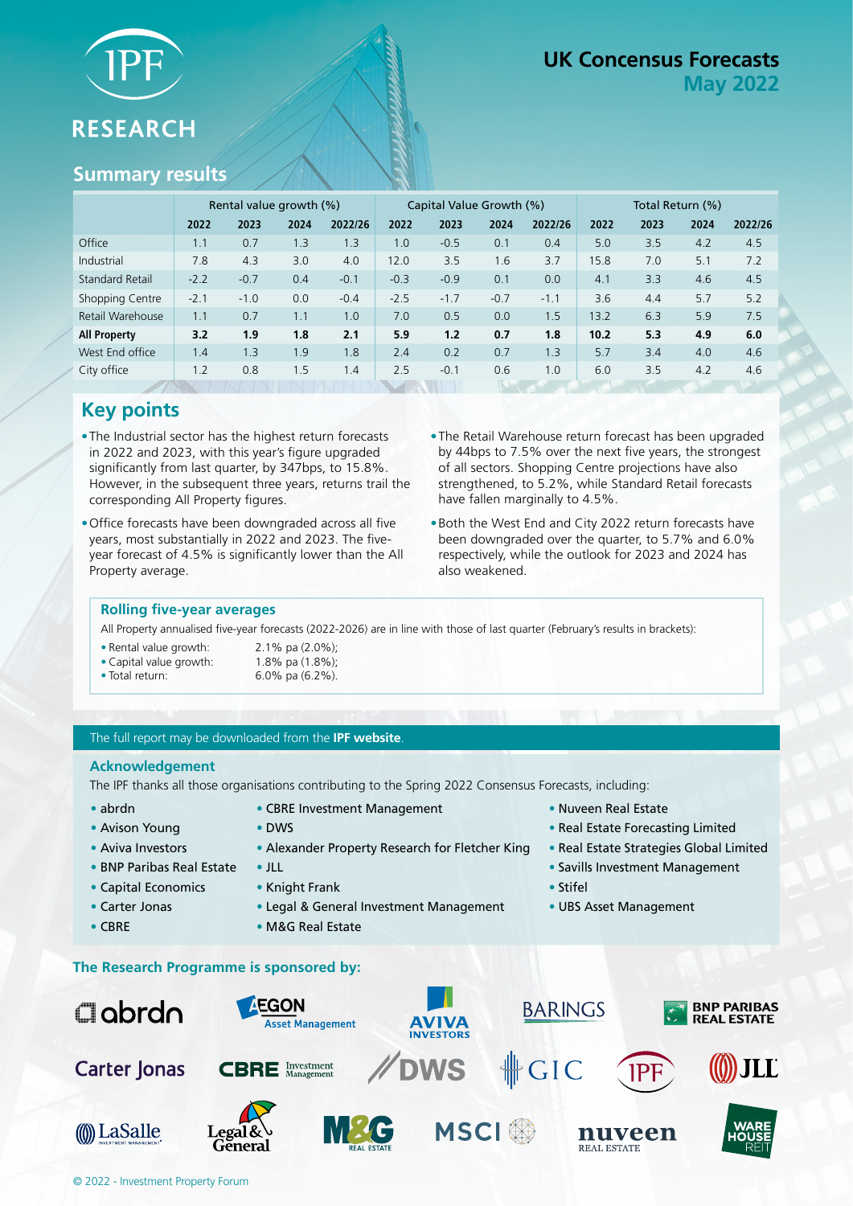# UK Concensus Forecasts
## May 2022

## Summary results

| | Rental value growth (%) | | | | Capital Value Growth (%) | | | | Total Return (%) | | | |
|---|---|---|---|---|---|---|---|---|---|---|---|---|
| | 2022 | 2023 | 2024 | 2022/26 | 2022 | 2023 | 2024 | 2022/26 | 2022 | 2023 | 2024 | 2022/26 |
| Office | 1.1 | 0.7 | 1.3 | 1.3 | 1.0 | -0.5 | 0.1 | 0.4 | 5.0 | 3.5 | 4.2 | 4.5 |
| Industrial | 7.8 | 4.3 | 3.0 | 4.0 | 12.0 | 3.5 | 1.6 | 3.7 | 15.8 | 7.0 | 5.1 | 7.2 |
| Standard Retail | -2.2 | -0.7 | 0.4 | -0.1 | -0.3 | -0.9 | 0.1 | 0.0 | 4.1 | 3.3 | 4.6 | 4.5 |
| Shopping Centre | -2.1 | -1.0 | 0.0 | -0.4 | -2.5 | -1.7 | -0.7 | -1.1 | 3.6 | 4.4 | 5.7 | 5.2 |
| Retail Warehouse | 1.1 | 0.7 | 1.1 | 1.0 | 7.0 | 0.5 | 0.0 | 1.5 | 13.2 | 6.3 | 5.9 | 7.5 |
| **All Property** | **3.2** | **1.9** | **1.8** | **2.1** | **5.9** | **1.2** | **0.7** | **1.8** | **10.2** | **5.3** | **4.9** | **6.0** |
| West End office | 1.4 | 1.3 | 1.9 | 1.8 | 2.4 | 0.2 | 0.7 | 1.3 | 5.7 | 3.4 | 4.0 | 4.6 |
| City office | 1.2 | 0.8 | 1.5 | 1.4 | 2.5 | -0.1 | 0.6 | 1.0 | 6.0 | 3.5 | 4.2 | 4.6 |

## Key points

- The Industrial sector has the highest return forecasts in 2022 and 2023, with this year's figure upgraded significantly from last quarter, by 347bps, to 15.8%. However, in the subsequent three years, returns trail the corresponding All Property figures.
- Office forecasts have been downgraded across all five years, most substantially in 2022 and 2023. The five-year forecast of 4.5% is significantly lower than the All Property average.
- The Retail Warehouse return forecast has been upgraded by 44bps to 7.5% over the next five years, the strongest of all sectors. Shopping Centre projections have also strengthened, to 5.2%, while Standard Retail forecasts have fallen marginally to 4.5%.
- Both the West End and City 2022 return forecasts have been downgraded over the quarter, to 5.7% and 6.0% respectively, while the outlook for 2023 and 2024 has also weakened.

### Rolling five-year averages

All Property annualised five-year forecasts (2022-2026) are in line with those of last quarter (February's results in brackets):

- Rental value growth: 2.1% pa (2.0%);
- Capital value growth: 1.8% pa (1.8%);
- Total return: 6.0% pa (6.2%).

The full report may be downloaded from the **IPF website**.

### Acknowledgement

The IPF thanks all those organisations contributing to the Spring 2022 Consensus Forecasts, including:

- abrdn
- Avison Young
- Aviva Investors
- BNP Paribas Real Estate
- Capital Economics
- Carter Jonas
- CBRE
- CBRE Investment Management
- DWS
- Alexander Property Research for Fletcher King
- JLL
- Knight Frank
- Legal & General Investment Management
- M&G Real Estate
- Nuveen Real Estate
- Real Estate Forecasting Limited
- Real Estate Strategies Global Limited
- Savills Investment Management
- Stifel
- UBS Asset Management

### The Research Programme is sponsored by:

© 2022 - Investment Property Forum